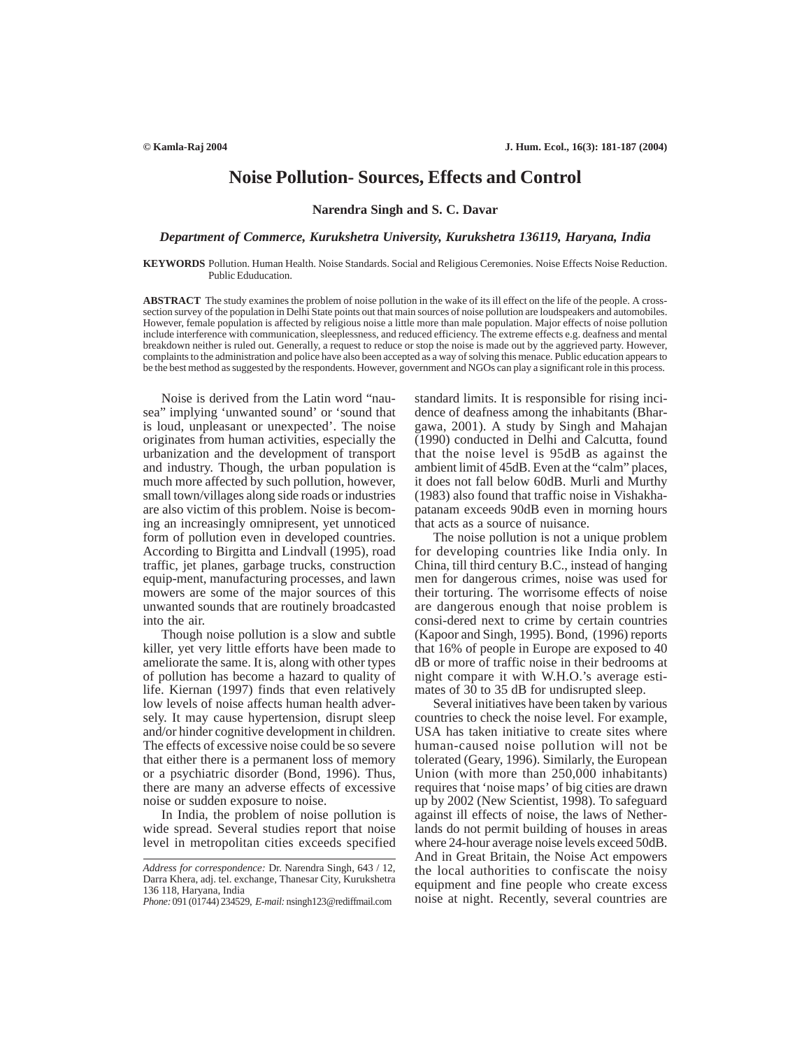# Noise Pollution- Sources, Effects and Control

**Narendra Singh and S. C. Davar**

***Department of Commerce, Kurukshetra University, Kurukshetra 136119, Haryana, India***

**KEYWORDS** Pollution. Human Health. Noise Standards. Social and Religious Ceremonies. Noise Effects Noise Reduction. Public Eduducation.

**ABSTRACT** The study examines the problem of noise pollution in the wake of its ill effect on the life of the people. A cross-section survey of the population in Delhi State points out that main sources of noise pollution are loudspeakers and automobiles. However, female population is affected by religious noise a little more than male population. Major effects of noise pollution include interference with communication, sleeplessness, and reduced efficiency. The extreme effects e.g. deafness and mental breakdown neither is ruled out. Generally, a request to reduce or stop the noise is made out by the aggrieved party. However, complaints to the administration and police have also been accepted as a way of solving this menace. Public education appears to be the best method as suggested by the respondents. However, government and NGOs can play a significant role in this process.

Noise is derived from the Latin word "nausea" implying 'unwanted sound' or 'sound that is loud, unpleasant or unexpected'. The noise originates from human activities, especially the urbanization and the development of transport and industry. Though, the urban population is much more affected by such pollution, however, small town/villages along side roads or industries are also victim of this problem. Noise is becoming an increasingly omnipresent, yet unnoticed form of pollution even in developed countries. According to Birgitta and Lindvall (1995), road traffic, jet planes, garbage trucks, construction equip-ment, manufacturing processes, and lawn mowers are some of the major sources of this unwanted sounds that are routinely broadcasted into the air.

Though noise pollution is a slow and subtle killer, yet very little efforts have been made to ameliorate the same. It is, along with other types of pollution has become a hazard to quality of life. Kiernan (1997) finds that even relatively low levels of noise affects human health adversely. It may cause hypertension, disrupt sleep and/or hinder cognitive development in children. The effects of excessive noise could be so severe that either there is a permanent loss of memory or a psychiatric disorder (Bond, 1996). Thus, there are many an adverse effects of excessive noise or sudden exposure to noise.

In India, the problem of noise pollution is wide spread. Several studies report that noise level in metropolitan cities exceeds specified standard limits. It is responsible for rising incidence of deafness among the inhabitants (Bhargawa, 2001). A study by Singh and Mahajan (1990) conducted in Delhi and Calcutta, found that the noise level is 95dB as against the ambient limit of 45dB. Even at the "calm" places, it does not fall below 60dB. Murli and Murthy (1983) also found that traffic noise in Vishakhapatanam exceeds 90dB even in morning hours that acts as a source of nuisance.

The noise pollution is not a unique problem for developing countries like India only. In China, till third century B.C., instead of hanging men for dangerous crimes, noise was used for their torturing. The worrisome effects of noise are dangerous enough that noise problem is consi-dered next to crime by certain countries (Kapoor and Singh, 1995). Bond, (1996) reports that 16% of people in Europe are exposed to 40 dB or more of traffic noise in their bedrooms at night compare it with W.H.O.'s average estimates of 30 to 35 dB for undisrupted sleep.

Several initiatives have been taken by various countries to check the noise level. For example, USA has taken initiative to create sites where human-caused noise pollution will not be tolerated (Geary, 1996). Similarly, the European Union (with more than 250,000 inhabitants) requires that 'noise maps' of big cities are drawn up by 2002 (New Scientist, 1998). To safeguard against ill effects of noise, the laws of Netherlands do not permit building of houses in areas where 24-hour average noise levels exceed 50dB. And in Great Britain, the Noise Act empowers the local authorities to confiscate the noisy equipment and fine people who create excess noise at night. Recently, several countries are

*Address for correspondence:* Dr. Narendra Singh, 643 / 12, Darra Khera, adj. tel. exchange, Thanesar City, Kurukshetra 136 118, Haryana, India
*Phone:* 091 (01744) 234529, *E-mail:* nsingh123@rediffmail.com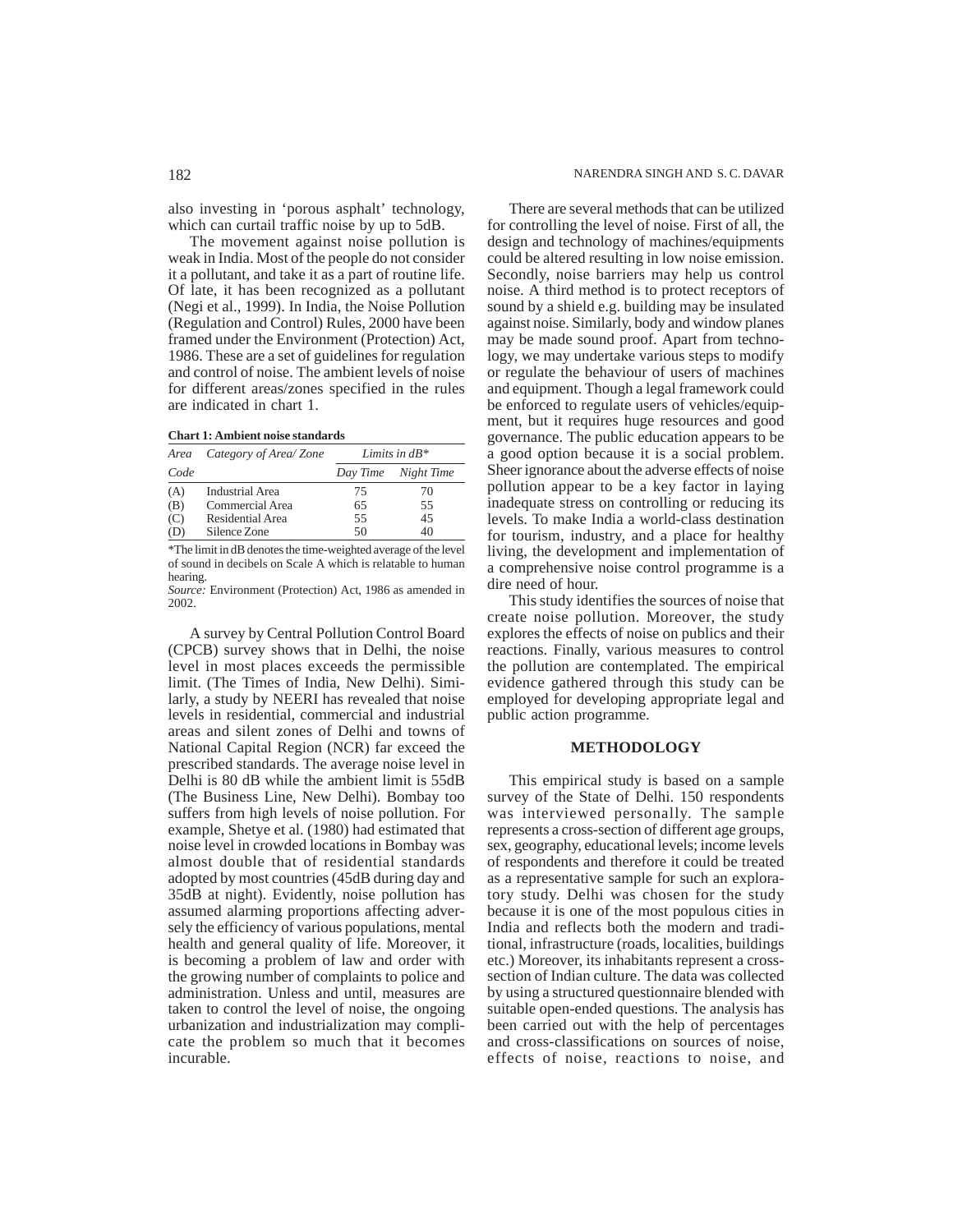also investing in 'porous asphalt' technology, which can curtail traffic noise by up to 5dB.

The movement against noise pollution is weak in India. Most of the people do not consider it a pollutant, and take it as a part of routine life. Of late, it has been recognized as a pollutant (Negi et al., 1999). In India, the Noise Pollution (Regulation and Control) Rules, 2000 have been framed under the Environment (Protection) Act, 1986. These are a set of guidelines for regulation and control of noise. The ambient levels of noise for different areas/zones specified in the rules are indicated in chart 1.

**Chart 1: Ambient noise standards**

| *Area Code* | *Category of Area/ Zone* | *Limits in dB** | |
|---|---|---|---|
| | | *Day Time* | *Night Time* |
| (A) | Industrial Area | 75 | 70 |
| (B) | Commercial Area | 65 | 55 |
| (C) | Residential Area | 55 | 45 |
| (D) | Silence Zone | 50 | 40 |

*The limit in dB denotes the time-weighted average of the level of sound in decibels on Scale A which is relatable to human hearing.

*Source:* Environment (Protection) Act, 1986 as amended in 2002.

A survey by Central Pollution Control Board (CPCB) survey shows that in Delhi, the noise level in most places exceeds the permissible limit. (The Times of India, New Delhi). Similarly, a study by NEERI has revealed that noise levels in residential, commercial and industrial areas and silent zones of Delhi and towns of National Capital Region (NCR) far exceed the prescribed standards. The average noise level in Delhi is 80 dB while the ambient limit is 55dB (The Business Line, New Delhi). Bombay too suffers from high levels of noise pollution. For example, Shetye et al. (1980) had estimated that noise level in crowded locations in Bombay was almost double that of residential standards adopted by most countries (45dB during day and 35dB at night). Evidently, noise pollution has assumed alarming proportions affecting adversely the efficiency of various populations, mental health and general quality of life. Moreover, it is becoming a problem of law and order with the growing number of complaints to police and administration. Unless and until, measures are taken to control the level of noise, the ongoing urbanization and industrialization may complicate the problem so much that it becomes incurable.

There are several methods that can be utilized for controlling the level of noise. First of all, the design and technology of machines/equipments could be altered resulting in low noise emission. Secondly, noise barriers may help us control noise. A third method is to protect receptors of sound by a shield e.g. building may be insulated against noise. Similarly, body and window planes may be made sound proof. Apart from technology, we may undertake various steps to modify or regulate the behaviour of users of machines and equipment. Though a legal framework could be enforced to regulate users of vehicles/equipment, but it requires huge resources and good governance. The public education appears to be a good option because it is a social problem. Sheer ignorance about the adverse effects of noise pollution appear to be a key factor in laying inadequate stress on controlling or reducing its levels. To make India a world-class destination for tourism, industry, and a place for healthy living, the development and implementation of a comprehensive noise control programme is a dire need of hour.

This study identifies the sources of noise that create noise pollution. Moreover, the study explores the effects of noise on publics and their reactions. Finally, various measures to control the pollution are contemplated. The empirical evidence gathered through this study can be employed for developing appropriate legal and public action programme.

## METHODOLOGY

This empirical study is based on a sample survey of the State of Delhi. 150 respondents was interviewed personally. The sample represents a cross-section of different age groups, sex, geography, educational levels; income levels of respondents and therefore it could be treated as a representative sample for such an exploratory study. Delhi was chosen for the study because it is one of the most populous cities in India and reflects both the modern and traditional, infrastructure (roads, localities, buildings etc.) Moreover, its inhabitants represent a cross-section of Indian culture. The data was collected by using a structured questionnaire blended with suitable open-ended questions. The analysis has been carried out with the help of percentages and cross-classifications on sources of noise, effects of noise, reactions to noise, and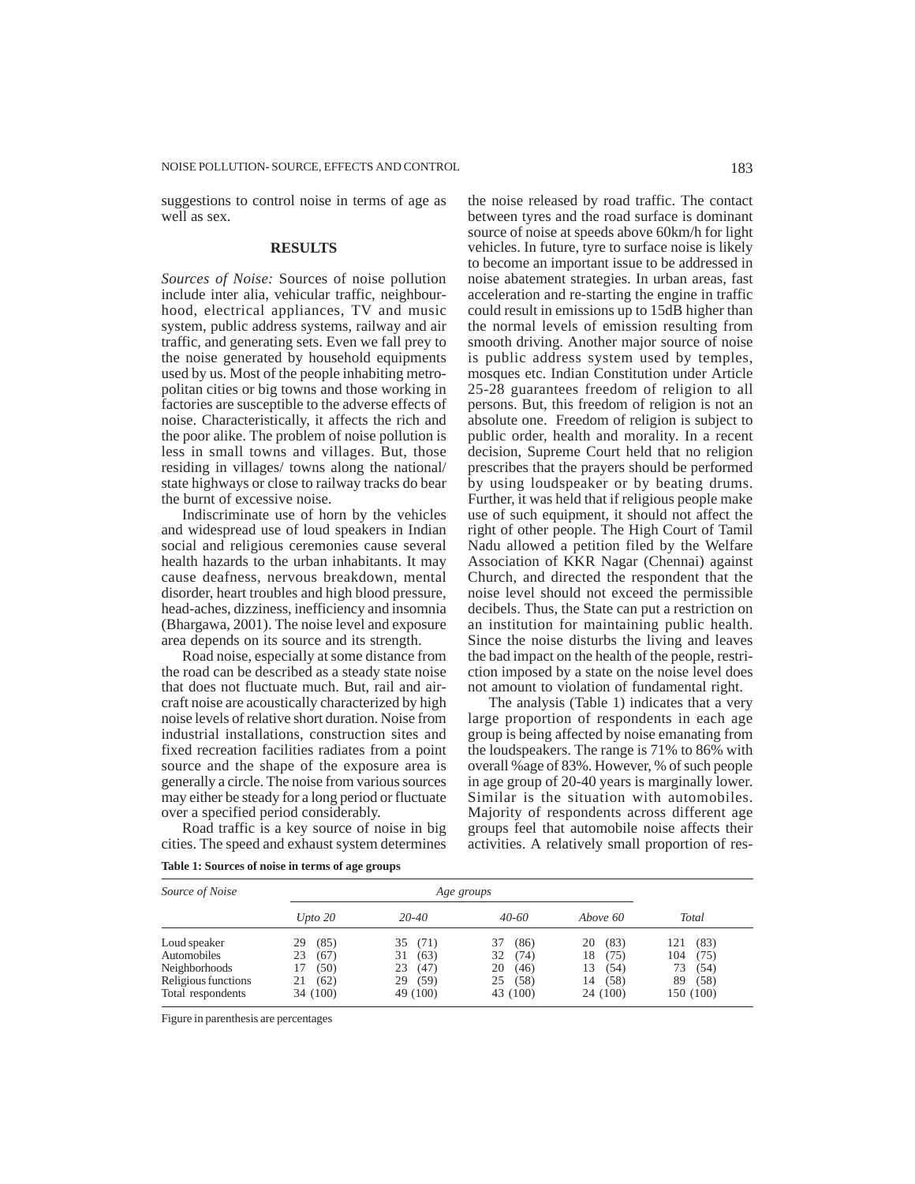suggestions to control noise in terms of age as well as sex.

## RESULTS

*Sources of Noise:* Sources of noise pollution include inter alia, vehicular traffic, neighbourhood, electrical appliances, TV and music system, public address systems, railway and air traffic, and generating sets. Even we fall prey to the noise generated by household equipments used by us. Most of the people inhabiting metropolitan cities or big towns and those working in factories are susceptible to the adverse effects of noise. Characteristically, it affects the rich and the poor alike. The problem of noise pollution is less in small towns and villages. But, those residing in villages/ towns along the national/ state highways or close to railway tracks do bear the burnt of excessive noise.

Indiscriminate use of horn by the vehicles and widespread use of loud speakers in Indian social and religious ceremonies cause several health hazards to the urban inhabitants. It may cause deafness, nervous breakdown, mental disorder, heart troubles and high blood pressure, head-aches, dizziness, inefficiency and insomnia (Bhargawa, 2001). The noise level and exposure area depends on its source and its strength.

Road noise, especially at some distance from the road can be described as a steady state noise that does not fluctuate much. But, rail and aircraft noise are acoustically characterized by high noise levels of relative short duration. Noise from industrial installations, construction sites and fixed recreation facilities radiates from a point source and the shape of the exposure area is generally a circle. The noise from various sources may either be steady for a long period or fluctuate over a specified period considerably.

Road traffic is a key source of noise in big cities. The speed and exhaust system determines the noise released by road traffic. The contact between tyres and the road surface is dominant source of noise at speeds above 60km/h for light vehicles. In future, tyre to surface noise is likely to become an important issue to be addressed in noise abatement strategies. In urban areas, fast acceleration and re-starting the engine in traffic could result in emissions up to 15dB higher than the normal levels of emission resulting from smooth driving. Another major source of noise is public address system used by temples, mosques etc. Indian Constitution under Article 25-28 guarantees freedom of religion to all persons. But, this freedom of religion is not an absolute one. Freedom of religion is subject to public order, health and morality. In a recent decision, Supreme Court held that no religion prescribes that the prayers should be performed by using loudspeaker or by beating drums. Further, it was held that if religious people make use of such equipment, it should not affect the right of other people. The High Court of Tamil Nadu allowed a petition filed by the Welfare Association of KKR Nagar (Chennai) against Church, and directed the respondent that the noise level should not exceed the permissible decibels. Thus, the State can put a restriction on an institution for maintaining public health. Since the noise disturbs the living and leaves the bad impact on the health of the people, restriction imposed by a state on the noise level does not amount to violation of fundamental right.

The analysis (Table 1) indicates that a very large proportion of respondents in each age group is being affected by noise emanating from the loudspeakers. The range is 71% to 86% with overall %age of 83%. However, % of such people in age group of 20-40 years is marginally lower. Similar is the situation with automobiles. Majority of respondents across different age groups feel that automobile noise affects their activities. A relatively small proportion of res-

**Table 1: Sources of noise in terms of age groups**

| *Source of Noise* | *Age groups* | | | | |
|---|---|---|---|---|---|
| | *Upto 20* | *20-40* | *40-60* | *Above 60* | *Total* |
| Loud speaker | 29 (85) | 35 (71) | 37 (86) | 20 (83) | 121 (83) |
| Automobiles | 23 (67) | 31 (63) | 32 (74) | 18 (75) | 104 (75) |
| Neighborhoods | 17 (50) | 23 (47) | 20 (46) | 13 (54) | 73 (54) |
| Religious functions | 21 (62) | 29 (59) | 25 (58) | 14 (58) | 89 (58) |
| Total respondents | 34 (100) | 49 (100) | 43 (100) | 24 (100) | 150 (100) |

Figure in parenthesis are percentages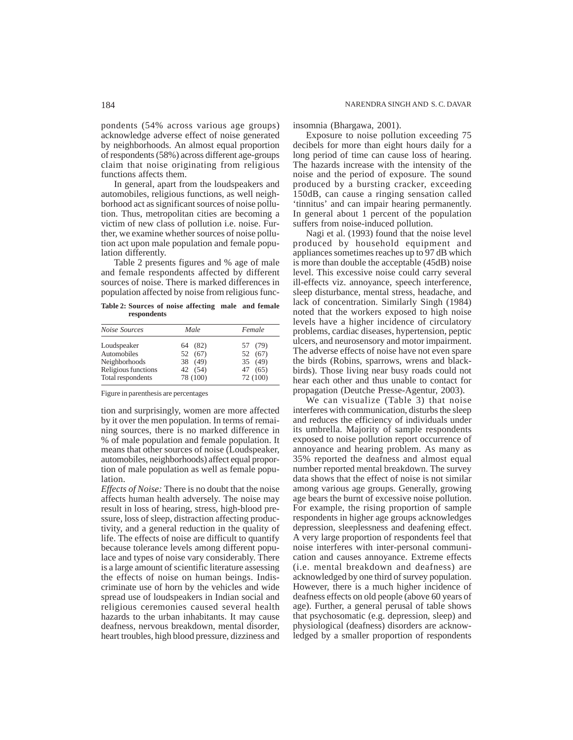pondents (54% across various age groups) acknowledge adverse effect of noise generated by neighborhoods. An almost equal proportion of respondents (58%) across different age-groups claim that noise originating from religious functions affects them.

In general, apart from the loudspeakers and automobiles, religious functions, as well neighborhood act as significant sources of noise pollution. Thus, metropolitan cities are becoming a victim of new class of pollution i.e. noise. Further, we examine whether sources of noise pollution act upon male population and female population differently.

Table 2 presents figures and % age of male and female respondents affected by different sources of noise. There is marked differences in population affected by noise from religious function and surprisingly, women are more affected by it over the men population. In terms of remaining sources, there is no marked difference in % of male population and female population. It means that other sources of noise (Loudspeaker, automobiles, neighborhoods) affect equal proportion of male population as well as female population.

**Table 2: Sources of noise affecting male and female respondents**

| *Noise Sources* | *Male* | *Female* |
|---|---|---|
| Loudspeaker | 64 (82) | 57 (79) |
| Automobiles | 52 (67) | 52 (67) |
| Neighborhoods | 38 (49) | 35 (49) |
| Religious functions | 42 (54) | 47 (65) |
| Total respondents | 78 (100) | 72 (100) |

Figure in parenthesis are percentages

*Effects of Noise:* There is no doubt that the noise affects human health adversely. The noise may result in loss of hearing, stress, high-blood pressure, loss of sleep, distraction affecting productivity, and a general reduction in the quality of life. The effects of noise are difficult to quantify because tolerance levels among different populace and types of noise vary considerably. There is a large amount of scientific literature assessing the effects of noise on human beings. Indiscriminate use of horn by the vehicles and wide spread use of loudspeakers in Indian social and religious ceremonies caused several health hazards to the urban inhabitants. It may cause deafness, nervous breakdown, mental disorder, heart troubles, high blood pressure, dizziness and insomnia (Bhargawa, 2001).

Exposure to noise pollution exceeding 75 decibels for more than eight hours daily for a long period of time can cause loss of hearing. The hazards increase with the intensity of the noise and the period of exposure. The sound produced by a bursting cracker, exceeding 150dB, can cause a ringing sensation called 'tinnitus' and can impair hearing permanently. In general about 1 percent of the population suffers from noise-induced pollution.

Nagi et al. (1993) found that the noise level produced by household equipment and appliances sometimes reaches up to 97 dB which is more than double the acceptable (45dB) noise level. This excessive noise could carry several ill-effects viz. annoyance, speech interference, sleep disturbance, mental stress, headache, and lack of concentration. Similarly Singh (1984) noted that the workers exposed to high noise levels have a higher incidence of circulatory problems, cardiac diseases, hypertension, peptic ulcers, and neurosensory and motor impairment. The adverse effects of noise have not even spare the birds (Robins, sparrows, wrens and blackbirds). Those living near busy roads could not hear each other and thus unable to contact for propagation (Deutche Presse-Agentur, 2003).

We can visualize (Table 3) that noise interferes with communication, disturbs the sleep and reduces the efficiency of individuals under its umbrella. Majority of sample respondents exposed to noise pollution report occurrence of annoyance and hearing problem. As many as 35% reported the deafness and almost equal number reported mental breakdown. The survey data shows that the effect of noise is not similar among various age groups. Generally, growing age bears the burnt of excessive noise pollution. For example, the rising proportion of sample respondents in higher age groups acknowledges depression, sleeplessness and deafening effect. A very large proportion of respondents feel that noise interferes with inter-personal communication and causes annoyance. Extreme effects (i.e. mental breakdown and deafness) are acknowledged by one third of survey population. However, there is a much higher incidence of deafness effects on old people (above 60 years of age). Further, a general perusal of table shows that psychosomatic (e.g. depression, sleep) and physiological (deafness) disorders are acknowledged by a smaller proportion of respondents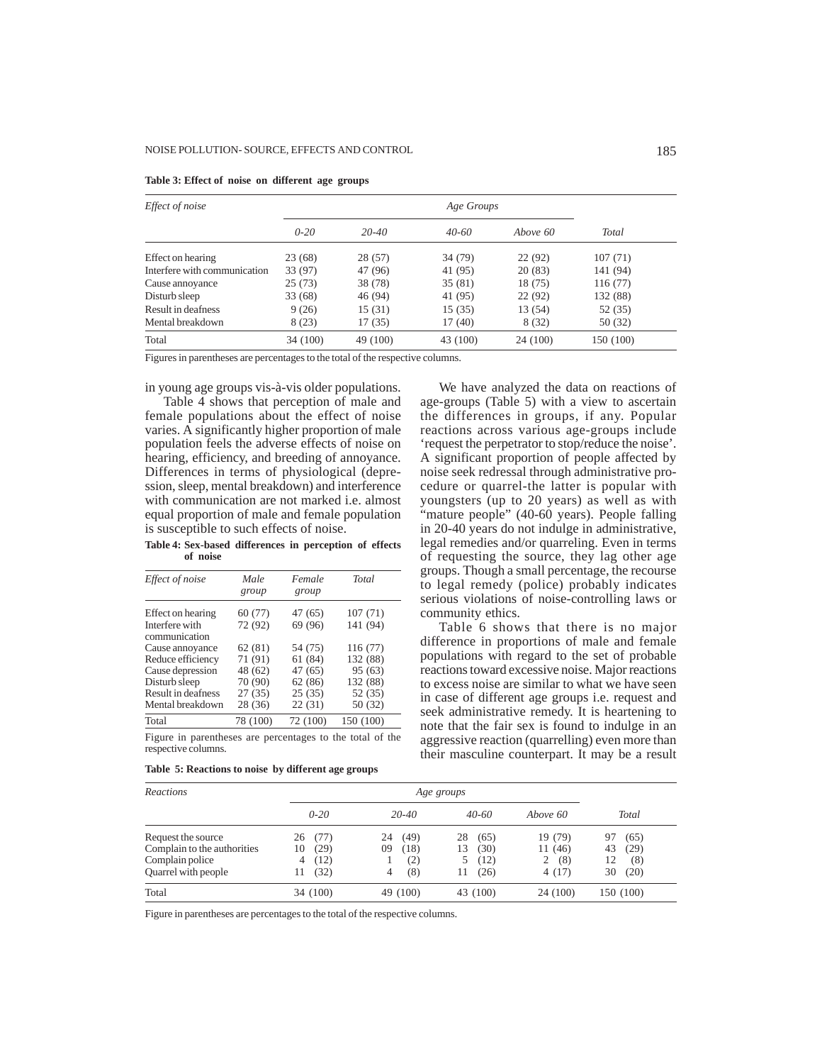**Table 3: Effect of noise on different age groups**

| *Effect of noise* | *Age Groups* | | | | |
|---|---|---|---|---|---|
| | *0-20* | *20-40* | *40-60* | *Above 60* | *Total* |
| Effect on hearing | 23 (68) | 28 (57) | 34 (79) | 22 (92) | 107 (71) |
| Interfere with communication | 33 (97) | 47 (96) | 41 (95) | 20 (83) | 141 (94) |
| Cause annoyance | 25 (73) | 38 (78) | 35 (81) | 18 (75) | 116 (77) |
| Disturb sleep | 33 (68) | 46 (94) | 41 (95) | 22 (92) | 132 (88) |
| Result in deafness | 9 (26) | 15 (31) | 15 (35) | 13 (54) | 52 (35) |
| Mental breakdown | 8 (23) | 17 (35) | 17 (40) | 8 (32) | 50 (32) |
| Total | 34 (100) | 49 (100) | 43 (100) | 24 (100) | 150 (100) |

Figures in parentheses are percentages to the total of the respective columns.

in young age groups vis-à-vis older populations.

Table 4 shows that perception of male and female populations about the effect of noise varies. A significantly higher proportion of male population feels the adverse effects of noise on hearing, efficiency, and breeding of annoyance. Differences in terms of physiological (depression, sleep, mental breakdown) and interference with communication are not marked i.e. almost equal proportion of male and female population is susceptible to such effects of noise.

**Table 4: Sex-based differences in perception of effects of noise**

| *Effect of noise* | *Male group* | *Female group* | *Total* |
|---|---|---|---|
| Effect on hearing | 60 (77) | 47 (65) | 107 (71) |
| Interfere with communication | 72 (92) | 69 (96) | 141 (94) |
| Cause annoyance | 62 (81) | 54 (75) | 116 (77) |
| Reduce efficiency | 71 (91) | 61 (84) | 132 (88) |
| Cause depression | 48 (62) | 47 (65) | 95 (63) |
| Disturb sleep | 70 (90) | 62 (86) | 132 (88) |
| Result in deafness | 27 (35) | 25 (35) | 52 (35) |
| Mental breakdown | 28 (36) | 22 (31) | 50 (32) |
| Total | 78 (100) | 72 (100) | 150 (100) |

Figure in parentheses are percentages to the total of the respective columns.

We have analyzed the data on reactions of age-groups (Table 5) with a view to ascertain the differences in groups, if any. Popular reactions across various age-groups include 'request the perpetrator to stop/reduce the noise'. A significant proportion of people affected by noise seek redressal through administrative procedure or quarrel-the latter is popular with youngsters (up to 20 years) as well as with "mature people" (40-60 years). People falling in 20-40 years do not indulge in administrative, legal remedies and/or quarreling. Even in terms of requesting the source, they lag other age groups. Though a small percentage, the recourse to legal remedy (police) probably indicates serious violations of noise-controlling laws or community ethics.

Table 6 shows that there is no major difference in proportions of male and female populations with regard to the set of probable reactions toward excessive noise. Major reactions to excess noise are similar to what we have seen in case of different age groups i.e. request and seek administrative remedy. It is heartening to note that the fair sex is found to indulge in an aggressive reaction (quarrelling) even more than their masculine counterpart. It may be a result

**Table 5: Reactions to noise by different age groups**

| *Reactions* | *Age groups* | | | | |
|---|---|---|---|---|---|
| | *0-20* | *20-40* | *40-60* | *Above 60* | *Total* |
| Request the source | 26 (77) | 24 (49) | 28 (65) | 19 (79) | 97 (65) |
| Complain to the authorities | 10 (29) | 09 (18) | 13 (30) | 11 (46) | 43 (29) |
| Complain police | 4 (12) | 1 (2) | 5 (12) | 2 (8) | 12 (8) |
| Quarrel with people | 11 (32) | 4 (8) | 11 (26) | 4 (17) | 30 (20) |
| Total | 34 (100) | 49 (100) | 43 (100) | 24 (100) | 150 (100) |

Figure in parentheses are percentages to the total of the respective columns.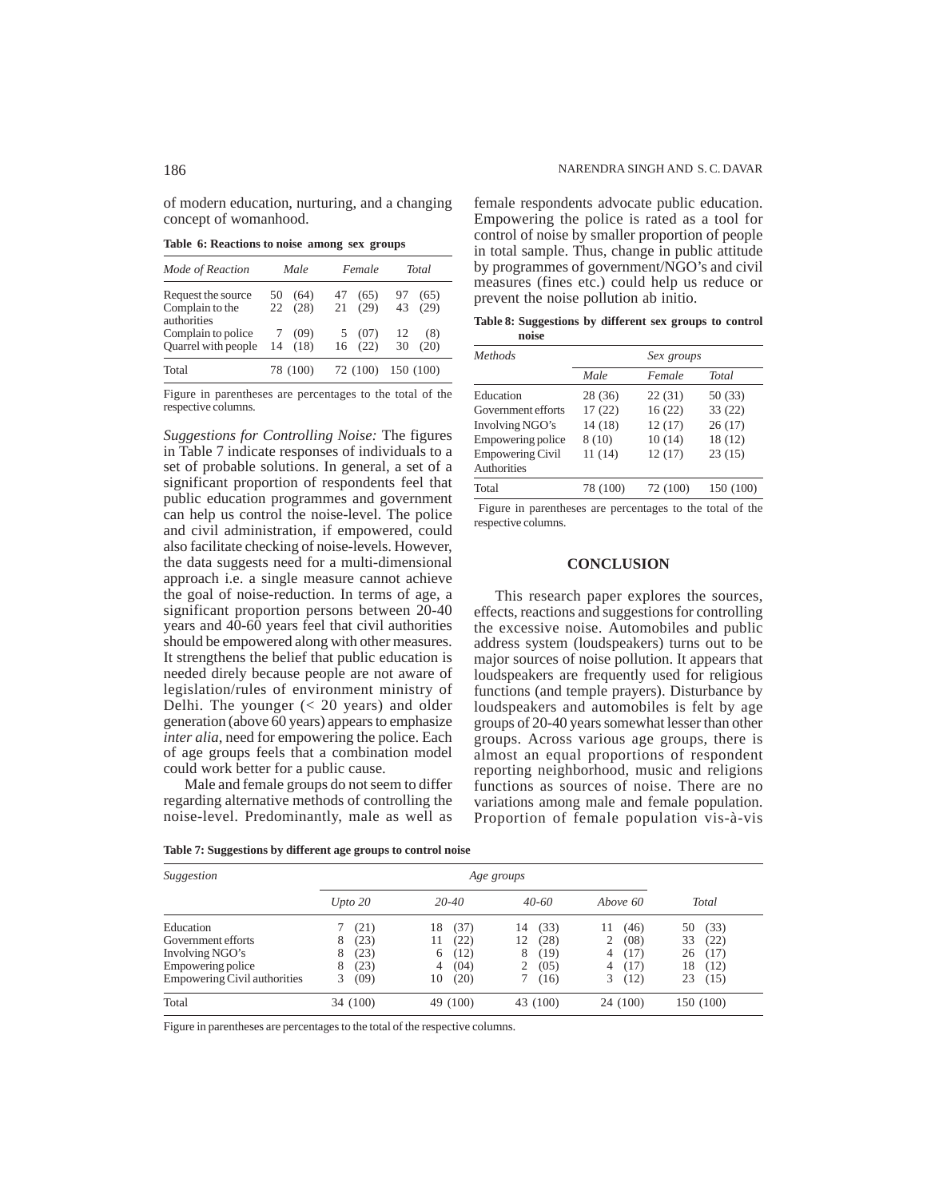of modern education, nurturing, and a changing concept of womanhood.

**Table 6: Reactions to noise among sex groups**

| *Mode of Reaction* | *Male* | *Female* | *Total* |
|---|---|---|---|
| Request the source | 50 (64) | 47 (65) | 97 (65) |
| Complain to the authorities | 22 (28) | 21 (29) | 43 (29) |
| Complain to police | 7 (09) | 5 (07) | 12 (8) |
| Quarrel with people | 14 (18) | 16 (22) | 30 (20) |
| Total | 78 (100) | 72 (100) | 150 (100) |

Figure in parentheses are percentages to the total of the respective columns.

*Suggestions for Controlling Noise:* The figures in Table 7 indicate responses of individuals to a set of probable solutions. In general, a set of a significant proportion of respondents feel that public education programmes and government can help us control the noise-level. The police and civil administration, if empowered, could also facilitate checking of noise-levels. However, the data suggests need for a multi-dimensional approach i.e. a single measure cannot achieve the goal of noise-reduction. In terms of age, a significant proportion persons between 20-40 years and 40-60 years feel that civil authorities should be empowered along with other measures. It strengthens the belief that public education is needed direly because people are not aware of legislation/rules of environment ministry of Delhi. The younger (< 20 years) and older generation (above 60 years) appears to emphasize *inter alia*, need for empowering the police. Each of age groups feels that a combination model could work better for a public cause.

Male and female groups do not seem to differ regarding alternative methods of controlling the noise-level. Predominantly, male as well as female respondents advocate public education. Empowering the police is rated as a tool for control of noise by smaller proportion of people in total sample. Thus, change in public attitude by programmes of government/NGO's and civil measures (fines etc.) could help us reduce or prevent the noise pollution ab initio.

**Table 8: Suggestions by different sex groups to control noise**

| *Methods* | *Sex groups* | | |
|---|---|---|---|
| | *Male* | *Female* | *Total* |
| Education | 28 (36) | 22 (31) | 50 (33) |
| Government efforts | 17 (22) | 16 (22) | 33 (22) |
| Involving NGO's | 14 (18) | 12 (17) | 26 (17) |
| Empowering police | 8 (10) | 10 (14) | 18 (12) |
| Empowering Civil Authorities | 11 (14) | 12 (17) | 23 (15) |
| Total | 78 (100) | 72 (100) | 150 (100) |

Figure in parentheses are percentages to the total of the respective columns.

## CONCLUSION

This research paper explores the sources, effects, reactions and suggestions for controlling the excessive noise. Automobiles and public address system (loudspeakers) turns out to be major sources of noise pollution. It appears that loudspeakers are frequently used for religious functions (and temple prayers). Disturbance by loudspeakers and automobiles is felt by age groups of 20-40 years somewhat lesser than other groups. Across various age groups, there is almost an equal proportions of respondent reporting neighborhood, music and religions functions as sources of noise. There are no variations among male and female population. Proportion of female population vis-à-vis

**Table 7: Suggestions by different age groups to control noise**

| *Suggestion* | *Age groups* | | | | |
|---|---|---|---|---|---|
| | *Upto 20* | *20-40* | *40-60* | *Above 60* | *Total* |
| Education | 7 (21) | 18 (37) | 14 (33) | 11 (46) | 50 (33) |
| Government efforts | 8 (23) | 11 (22) | 12 (28) | 2 (08) | 33 (22) |
| Involving NGO's | 8 (23) | 6 (12) | 8 (19) | 4 (17) | 26 (17) |
| Empowering police | 8 (23) | 4 (04) | 2 (05) | 4 (17) | 18 (12) |
| Empowering Civil authorities | 3 (09) | 10 (20) | 7 (16) | 3 (12) | 23 (15) |
| Total | 34 (100) | 49 (100) | 43 (100) | 24 (100) | 150 (100) |

Figure in parentheses are percentages to the total of the respective columns.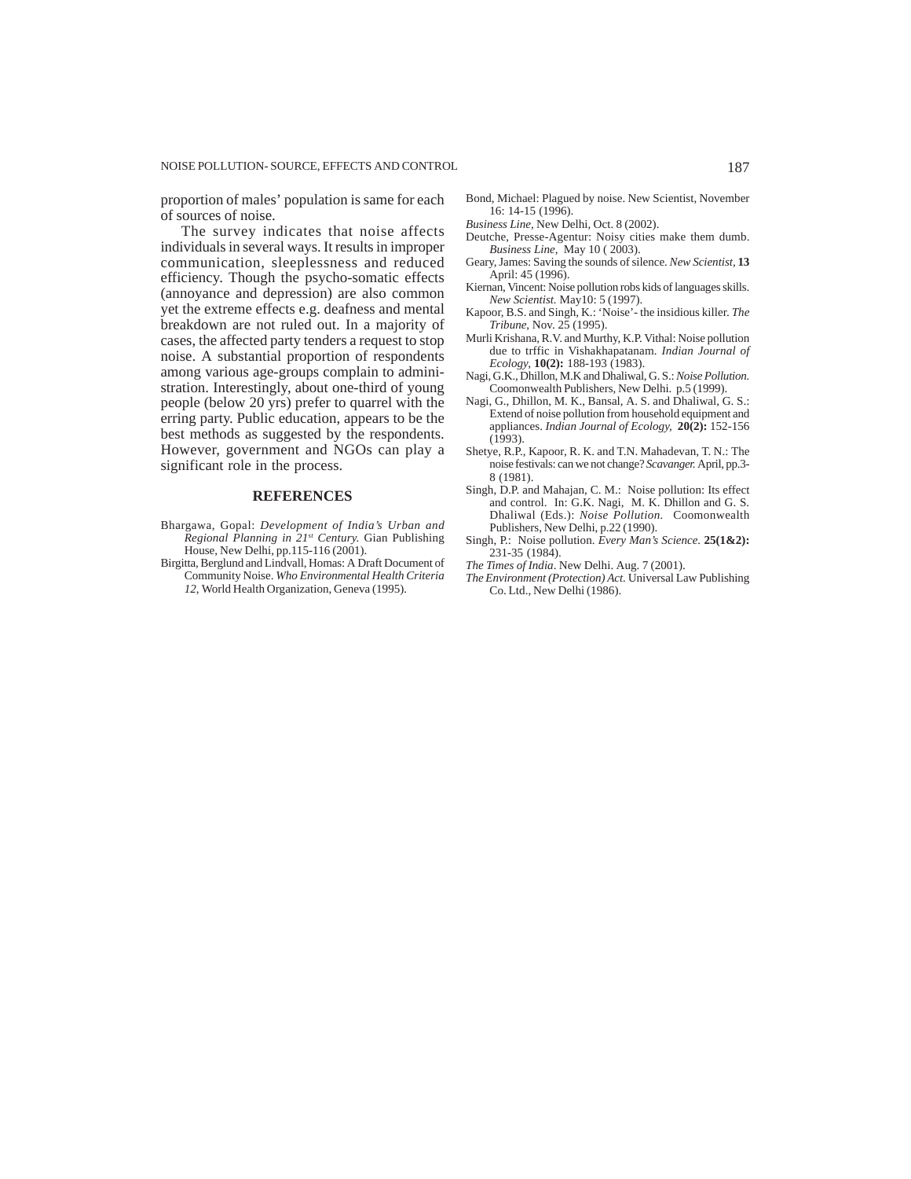proportion of males' population is same for each of sources of noise.

The survey indicates that noise affects individuals in several ways. It results in improper communication, sleeplessness and reduced efficiency. Though the psycho-somatic effects (annoyance and depression) are also common yet the extreme effects e.g. deafness and mental breakdown are not ruled out. In a majority of cases, the affected party tenders a request to stop noise. A substantial proportion of respondents among various age-groups complain to administration. Interestingly, about one-third of young people (below 20 yrs) prefer to quarrel with the erring party. Public education, appears to be the best methods as suggested by the respondents. However, government and NGOs can play a significant role in the process.

## REFERENCES

Bhargawa, Gopal: *Development of India's Urban and Regional Planning in 21st Century.* Gian Publishing House, New Delhi, pp.115-116 (2001).

Birgitta, Berglund and Lindvall, Homas: A Draft Document of Community Noise. *Who Environmental Health Criteria 12,* World Health Organization, Geneva (1995).

Bond, Michael: Plagued by noise. New Scientist, November 16: 14-15 (1996).

*Business Line,* New Delhi, Oct. 8 (2002).

Deutche, Presse-Agentur: Noisy cities make them dumb. *Business Line,* May 10 ( 2003).

Geary, James: Saving the sounds of silence. *New Scientist,* **13** April: 45 (1996).

Kiernan, Vincent: Noise pollution robs kids of languages skills. *New Scientist.* May10: 5 (1997).

Kapoor, B.S. and Singh, K.: 'Noise'- the insidious killer. *The Tribune,* Nov. 25 (1995).

Murli Krishana, R.V. and Murthy, K.P. Vithal: Noise pollution due to trffic in Vishakhapatanam. *Indian Journal of Ecology,* **10(2):** 188-193 (1983).

Nagi, G.K., Dhillon, M.K and Dhaliwal, G. S.: *Noise Pollution.* Coomonwealth Publishers, New Delhi. p.5 (1999).

Nagi, G., Dhillon, M. K., Bansal, A. S. and Dhaliwal, G. S.: Extend of noise pollution from household equipment and appliances. *Indian Journal of Ecology,* **20(2):** 152-156 (1993).

Shetye, R.P., Kapoor, R. K. and T.N. Mahadevan, T. N.: The noise festivals: can we not change? *Scavanger.* April, pp.3-8 (1981).

Singh, D.P. and Mahajan, C. M.: Noise pollution: Its effect and control. In: G.K. Nagi, M. K. Dhillon and G. S. Dhaliwal (Eds.): *Noise Pollution.* Coomonwealth Publishers, New Delhi, p.22 (1990).

Singh, P.: Noise pollution. *Every Man's Science.* **25(1&2):** 231-35 (1984).

*The Times of India*. New Delhi. Aug. 7 (2001).

*The Environment (Protection) Act.* Universal Law Publishing Co. Ltd., New Delhi (1986).